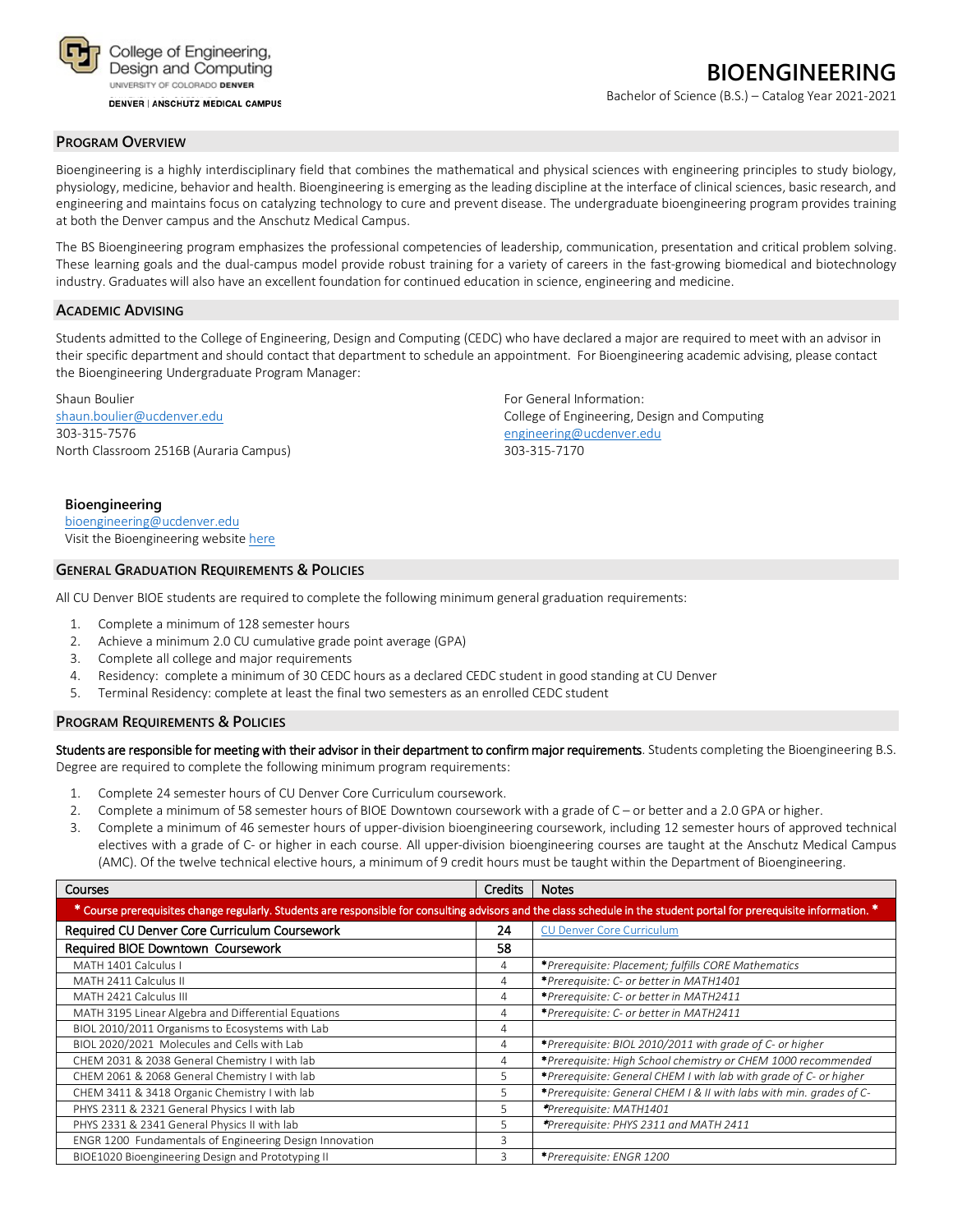College of Engineering, Design and Computing
UNIVERSITY OF COLORADO DENVER
DENVER | ANSCHUTZ MEDICAL CAMPUS

# BIOENGINEERING

Bachelor of Science (B.S.) – Catalog Year 2021-2021

## Program Overview

Bioengineering is a highly interdisciplinary field that combines the mathematical and physical sciences with engineering principles to study biology, physiology, medicine, behavior and health. Bioengineering is emerging as the leading discipline at the interface of clinical sciences, basic research, and engineering and maintains focus on catalyzing technology to cure and prevent disease. The undergraduate bioengineering program provides training at both the Denver campus and the Anschutz Medical Campus.

The BS Bioengineering program emphasizes the professional competencies of leadership, communication, presentation and critical problem solving. These learning goals and the dual-campus model provide robust training for a variety of careers in the fast-growing biomedical and biotechnology industry. Graduates will also have an excellent foundation for continued education in science, engineering and medicine.

## Academic Advising

Students admitted to the College of Engineering, Design and Computing (CEDC) who have declared a major are required to meet with an advisor in their specific department and should contact that department to schedule an appointment. For Bioengineering academic advising, please contact the Bioengineering Undergraduate Program Manager:

Shaun Boulier
shaun.boulier@ucdenver.edu
303-315-7576
North Classroom 2516B (Auraria Campus)

For General Information:
College of Engineering, Design and Computing
engineering@ucdenver.edu
303-315-7170

**Bioengineering**
bioengineering@ucdenver.edu
Visit the Bioengineering website here

## General Graduation Requirements & Policies

All CU Denver BIOE students are required to complete the following minimum general graduation requirements:

1. Complete a minimum of 128 semester hours
2. Achieve a minimum 2.0 CU cumulative grade point average (GPA)
3. Complete all college and major requirements
4. Residency: complete a minimum of 30 CEDC hours as a declared CEDC student in good standing at CU Denver
5. Terminal Residency: complete at least the final two semesters as an enrolled CEDC student

## Program Requirements & Policies

**Students are responsible for meeting with their advisor in their department to confirm major requirements**. Students completing the Bioengineering B.S. Degree are required to complete the following minimum program requirements:

1. Complete 24 semester hours of CU Denver Core Curriculum coursework.
2. Complete a minimum of 58 semester hours of BIOE Downtown coursework with a grade of C – or better and a 2.0 GPA or higher.
3. Complete a minimum of 46 semester hours of upper-division bioengineering coursework, including 12 semester hours of approved technical electives with a grade of C- or higher in each course. All upper-division bioengineering courses are taught at the Anschutz Medical Campus (AMC). Of the twelve technical elective hours, a minimum of 9 credit hours must be taught within the Department of Bioengineering.

| Courses | Credits | Notes |
|---|---|---|
| **\* Course prerequisites change regularly. Students are responsible for consulting advisors and the class schedule in the student portal for prerequisite information. \*** | | |
| **Required CU Denver Core Curriculum Coursework** | **24** | CU Denver Core Curriculum |
| **Required BIOE Downtown Coursework** | **58** | |
| MATH 1401 Calculus I | 4 | *\*Prerequisite: Placement; fulfills CORE Mathematics* |
| MATH 2411 Calculus II | 4 | *\*Prerequisite: C- or better in MATH1401* |
| MATH 2421 Calculus III | 4 | *\*Prerequisite: C- or better in MATH2411* |
| MATH 3195 Linear Algebra and Differential Equations | 4 | *\*Prerequisite: C- or better in MATH2411* |
| BIOL 2010/2011 Organisms to Ecosystems with Lab | 4 | |
| BIOL 2020/2021 Molecules and Cells with Lab | 4 | *\*Prerequisite: BIOL 2010/2011 with grade of C- or higher* |
| CHEM 2031 & 2038 General Chemistry I with lab | 4 | *\*Prerequisite: High School chemistry or CHEM 1000 recommended* |
| CHEM 2061 & 2068 General Chemistry I with lab | 5 | *\*Prerequisite: General CHEM I with lab with grade of C- or higher* |
| CHEM 3411 & 3418 Organic Chemistry I with lab | 5 | *\*Prerequisite: General CHEM I & II with labs with min. grades of C-* |
| PHYS 2311 & 2321 General Physics I with lab | 5 | *\*Prerequisite: MATH1401* |
| PHYS 2331 & 2341 General Physics II with lab | 5 | *\*Prerequisite: PHYS 2311 and MATH 2411* |
| ENGR 1200 Fundamentals of Engineering Design Innovation | 3 | |
| BIOE1020 Bioengineering Design and Prototyping II | 3 | *\*Prerequisite: ENGR 1200* |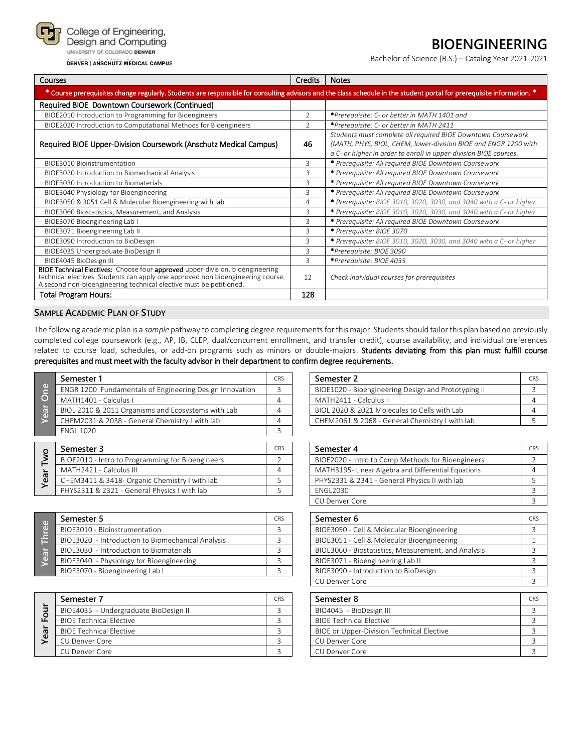College of Engineering, Design and Computing
UNIVERSITY OF COLORADO DENVER
DENVER | ANSCHUTZ MEDICAL CAMPUS

# BIOENGINEERING

Bachelor of Science (B.S.) – Catalog Year 2021-2021

| Courses | Credits | Notes |
|---|---|---|
| * Course prerequisites change regularly. Students are responsible for consulting advisors and the class schedule in the student portal for prerequisite information. * | | |
| **Required BIOE Downtown Coursework (Continued)** | | |
| BIOE2010 Introduction to Programming for Bioengineers | 2 | **\****Prerequisite: C- or better in MATH 1401 and* |
| BIOE2020 Introduction to Computational Methods for Bioengineers | 2 | **\****Prerequisite: C- or better in MATH 2411* |
| **Required BIOE Upper-Division Coursework (Anschutz Medical Campus)** | **46** | *Students must complete all required BIOE Downtown Coursework (MATH, PHYS, BIOL, CHEM, lower-division BIOE and ENGR 1200 with a C- or higher in order to enroll in upper-division BIOE courses.* |
| BIOE3010 Bioinstrumentation | 3 | **\*** *Prerequisite: All required BIOE Downtown Coursework* |
| BIOE3020 Introduction to Biomechanical Analysis | 3 | **\*** *Prerequisite: All required BIOE Downtown Coursework* |
| BIOE3030 Introduction to Biomaterials | 3 | **\*** *Prerequisite: All required BIOE Downtown Coursework* |
| BIOE3040 Physiology for Bioengineering | 3 | **\*** *Prerequisite: All required BIOE Downtown Coursework* |
| BIOE3050 & 3051 Cell & Molecular Bioengineering with lab | 4 | **\*** *Prerequisite: BIOE 3010, 3020, 3030, and 3040 with a C- or higher* |
| BIOE3060 Biostatistics, Measurement, and Analysis | 3 | **\*** *Prerequisite: BIOE 3010, 3020, 3030, and 3040 with a C- or higher* |
| BIOE3070 Bioengineering Lab I | 3 | **\*** *Prerequisite: All required BIOE Downtown Coursework* |
| BIOE3071 Bioengineering Lab II | 3 | **\*** *Prerequisite: BIOE 3070* |
| BIOE3090 Introduction to BioDesign | 3 | **\*** *Prerequisite: BIOE 3010, 3020, 3030, and 3040 with a C- or higher* |
| BIOE4035 Undergraduate BioDesign II | 3 | **\****Prerequisite: BIOE 3090* |
| BIOE4045 BioDesign III | 3 | **\****Prerequisite: BIOE 4035* |
| **BIOE Technical Electives:** Choose four **approved** upper-division, bioengineering technical electives. Students can apply one approved non bioengineering course. A second non-bioengineering technical elective must be petitioned. | 12 | *Check individual courses for prerequisites* |
| **Total Program Hours:** | **128** | |

## Sample Academic Plan of Study

The following academic plan is a *sample* pathway to completing degree requirements for this major. Students should tailor this plan based on previously completed college coursework (e.g., AP, IB, CLEP, dual/concurrent enrollment, and transfer credit), course availability, and individual preferences related to course load, schedules, or add-on programs such as minors or double-majors. **Students deviating from this plan must fulfill course prerequisites and must meet with the faculty advisor in their department to confirm degree requirements.**

### Year One

| Semester 1 | CRS |
|---|---|
| ENGR 1200 Fundamentals of Engineering Design Innovation | 3 |
| MATH1401 - Calculus I | 4 |
| BIOL 2010 & 2011 Organisms and Ecosystems with Lab | 4 |
| CHEM2031 & 2038 - General Chemistry I with lab | 4 |
| ENGL 1020 | 3 |

| Semester 2 | CRS |
|---|---|
| BIOE1020 - Bioengineering Design and Prototyping II | 3 |
| MATH2411 - Calculus II | 4 |
| BIOL 2020 & 2021 Molecules to Cells with Lab | 4 |
| CHEM2061 & 2068 - General Chemistry I with lab | 5 |

### Year Two

| Semester 3 | CRS |
|---|---|
| BIOE2010 - Intro to Programming for Bioengineers | 2 |
| MATH2421 - Calculus III | 4 |
| CHEM3411 & 3418- Organic Chemistry I with lab | 5 |
| PHYS2311 & 2321 - General Physics I with lab | 5 |

| Semester 4 | CRS |
|---|---|
| BIOE2020 - Intro to Comp Methods for Bioengineers | 2 |
| MATH3195- Linear Algebra and Differential Equations | 4 |
| PHYS2331 & 2341 - General Physics II with lab | 5 |
| ENGL2030 | 3 |
| CU Denver Core | 3 |

### Year Three

| Semester 5 | CRS |
|---|---|
| BIOE3010 - Bioinstrumentation | 3 |
| BIOE3020 - Introduction to Biomechanical Analysis | 3 |
| BIOE3030 - Introduction to Biomaterials | 3 |
| BIOE3040 - Physiology for Bioengineering | 3 |
| BIOE3070 - Bioengineering Lab I | 3 |

| Semester 6 | CRS |
|---|---|
| BIOE3050 - Cell & Molecular Bioengineering | 3 |
| BIOE3051 - Cell & Molecular Bioengineering | 1 |
| BIOE3060 - Biostatistics, Measurement, and Analysis | 3 |
| BIOE3071 - Bioengineering Lab II | 3 |
| BIOE3090 - Introduction to BioDesign | 3 |
| CU Denver Core | 3 |

### Year Four

| Semester 7 | CRS |
|---|---|
| BIOE4035 - Undergraduate BioDesign II | 3 |
| BIOE Technical Elective | 3 |
| BIOE Technical Elective | 3 |
| CU Denver Core | 3 |
| CU Denver Core | 3 |

| Semester 8 | CRS |
|---|---|
| BIO4045 - BioDesign III | 3 |
| BIOE Technical Elective | 3 |
| BIOE or Upper-Division Technical Elective | 3 |
| CU Denver Core | 3 |
| CU Denver Core | 3 |